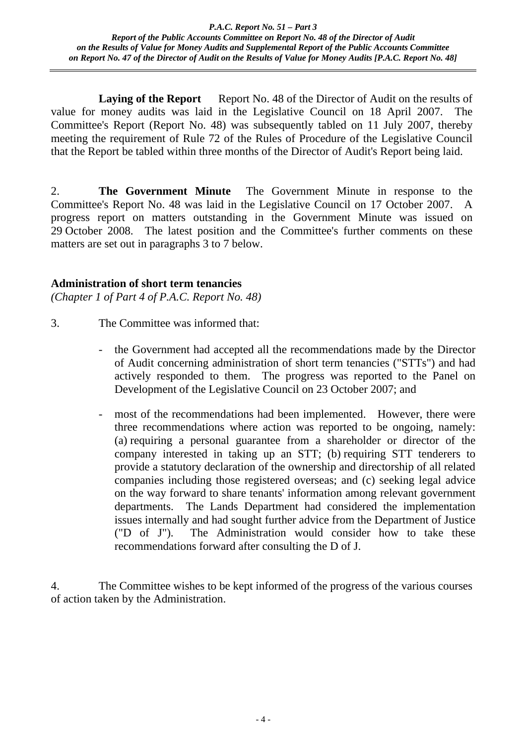**Laying of the Report** Report No. 48 of the Director of Audit on the results of value for money audits was laid in the Legislative Council on 18 April 2007. The Committee's Report (Report No. 48) was subsequently tabled on 11 July 2007, thereby meeting the requirement of Rule 72 of the Rules of Procedure of the Legislative Council that the Report be tabled within three months of the Director of Audit's Report being laid.

2. **The Government Minute** The Government Minute in response to the Committee's Report No. 48 was laid in the Legislative Council on 17 October 2007. A progress report on matters outstanding in the Government Minute was issued on 29 October 2008. The latest position and the Committee's further comments on these matters are set out in paragraphs 3 to 7 below.

## Administration of short term tenancies

*(Chapter 1 of Part 4 of P.A.C. Report No. 48)*

3. The Committee was informed that:

- the Government had accepted all the recommendations made by the Director of Audit concerning administration of short term tenancies ("STTs") and had actively responded to them. The progress was reported to the Panel on Development of the Legislative Council on 23 October 2007; and

- most of the recommendations had been implemented. However, there were three recommendations where action was reported to be ongoing, namely: (a) requiring a personal guarantee from a shareholder or director of the company interested in taking up an STT; (b) requiring STT tenderers to provide a statutory declaration of the ownership and directorship of all related companies including those registered overseas; and (c) seeking legal advice on the way forward to share tenants' information among relevant government departments. The Lands Department had considered the implementation issues internally and had sought further advice from the Department of Justice ("D of J"). The Administration would consider how to take these recommendations forward after consulting the D of J.

4. The Committee wishes to be kept informed of the progress of the various courses of action taken by the Administration.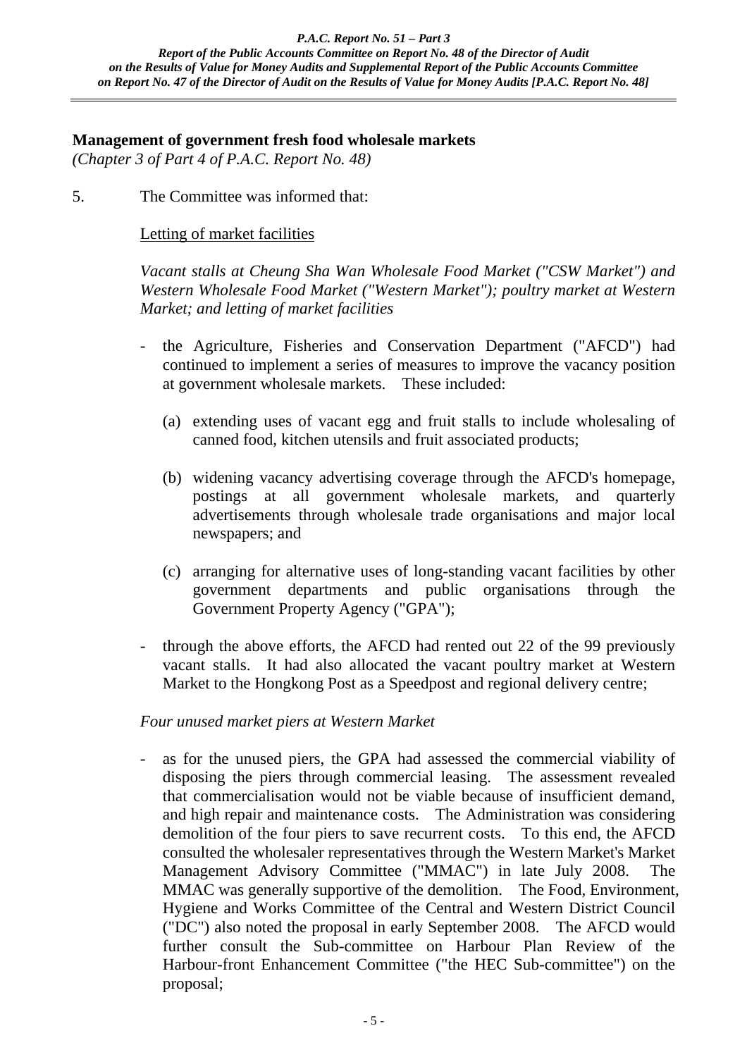## Management of government fresh food wholesale markets

*(Chapter 3 of Part 4 of P.A.C. Report No. 48)*

5. The Committee was informed that:

Letting of market facilities

*Vacant stalls at Cheung Sha Wan Wholesale Food Market ("CSW Market") and Western Wholesale Food Market ("Western Market"); poultry market at Western Market; and letting of market facilities*

- the Agriculture, Fisheries and Conservation Department ("AFCD") had continued to implement a series of measures to improve the vacancy position at government wholesale markets. These included:

  (a) extending uses of vacant egg and fruit stalls to include wholesaling of canned food, kitchen utensils and fruit associated products;

  (b) widening vacancy advertising coverage through the AFCD's homepage, postings at all government wholesale markets, and quarterly advertisements through wholesale trade organisations and major local newspapers; and

  (c) arranging for alternative uses of long-standing vacant facilities by other government departments and public organisations through the Government Property Agency ("GPA");

- through the above efforts, the AFCD had rented out 22 of the 99 previously vacant stalls. It had also allocated the vacant poultry market at Western Market to the Hongkong Post as a Speedpost and regional delivery centre;

*Four unused market piers at Western Market*

- as for the unused piers, the GPA had assessed the commercial viability of disposing the piers through commercial leasing. The assessment revealed that commercialisation would not be viable because of insufficient demand, and high repair and maintenance costs. The Administration was considering demolition of the four piers to save recurrent costs. To this end, the AFCD consulted the wholesaler representatives through the Western Market's Market Management Advisory Committee ("MMAC") in late July 2008. The MMAC was generally supportive of the demolition. The Food, Environment, Hygiene and Works Committee of the Central and Western District Council ("DC") also noted the proposal in early September 2008. The AFCD would further consult the Sub-committee on Harbour Plan Review of the Harbour-front Enhancement Committee ("the HEC Sub-committee") on the proposal;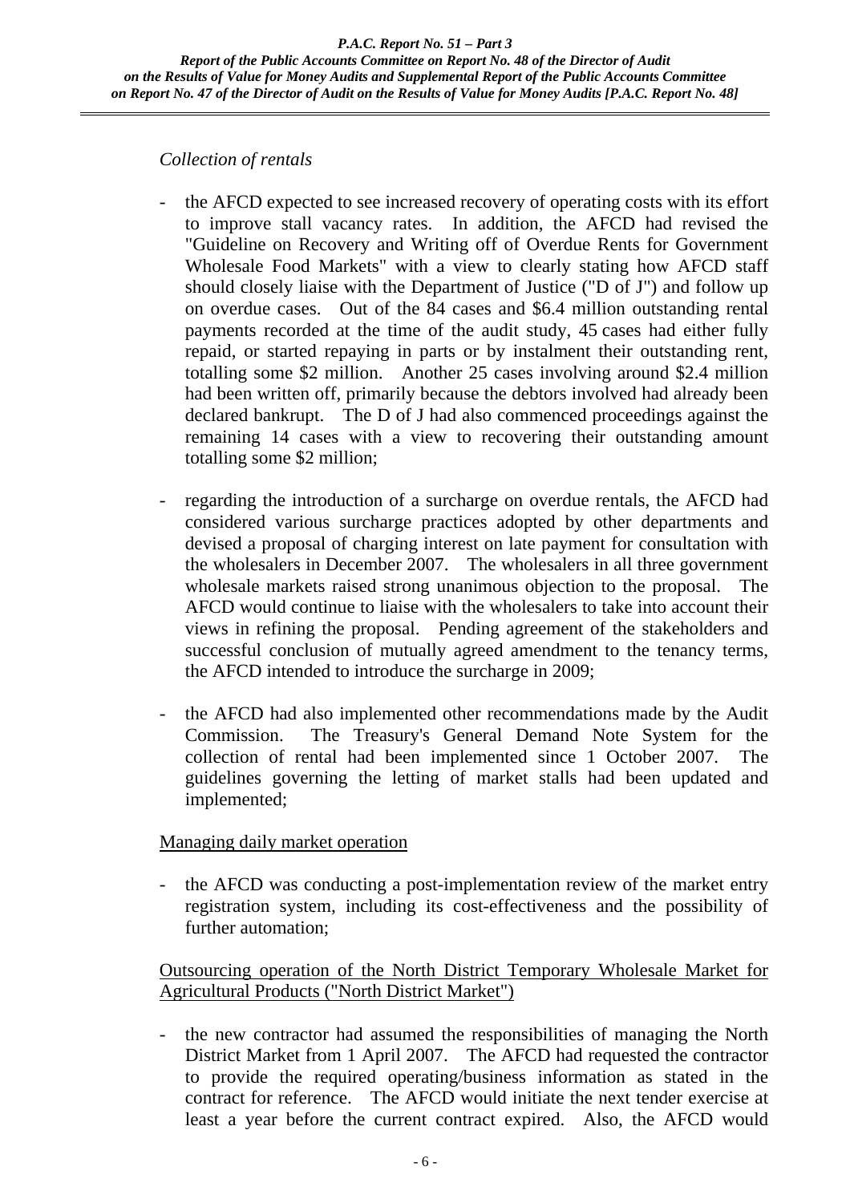*Collection of rentals*

- the AFCD expected to see increased recovery of operating costs with its effort to improve stall vacancy rates. In addition, the AFCD had revised the "Guideline on Recovery and Writing off of Overdue Rents for Government Wholesale Food Markets" with a view to clearly stating how AFCD staff should closely liaise with the Department of Justice ("D of J") and follow up on overdue cases. Out of the 84 cases and $6.4 million outstanding rental payments recorded at the time of the audit study, 45 cases had either fully repaid, or started repaying in parts or by instalment their outstanding rent, totalling some $2 million. Another 25 cases involving around $2.4 million had been written off, primarily because the debtors involved had already been declared bankrupt. The D of J had also commenced proceedings against the remaining 14 cases with a view to recovering their outstanding amount totalling some $2 million;

- regarding the introduction of a surcharge on overdue rentals, the AFCD had considered various surcharge practices adopted by other departments and devised a proposal of charging interest on late payment for consultation with the wholesalers in December 2007. The wholesalers in all three government wholesale markets raised strong unanimous objection to the proposal. The AFCD would continue to liaise with the wholesalers to take into account their views in refining the proposal. Pending agreement of the stakeholders and successful conclusion of mutually agreed amendment to the tenancy terms, the AFCD intended to introduce the surcharge in 2009;

- the AFCD had also implemented other recommendations made by the Audit Commission. The Treasury's General Demand Note System for the collection of rental had been implemented since 1 October 2007. The guidelines governing the letting of market stalls had been updated and implemented;

<u>Managing daily market operation</u>

- the AFCD was conducting a post-implementation review of the market entry registration system, including its cost-effectiveness and the possibility of further automation;

<u>Outsourcing operation of the North District Temporary Wholesale Market for Agricultural Products ("North District Market")</u>

- the new contractor had assumed the responsibilities of managing the North District Market from 1 April 2007. The AFCD had requested the contractor to provide the required operating/business information as stated in the contract for reference. The AFCD would initiate the next tender exercise at least a year before the current contract expired. Also, the AFCD would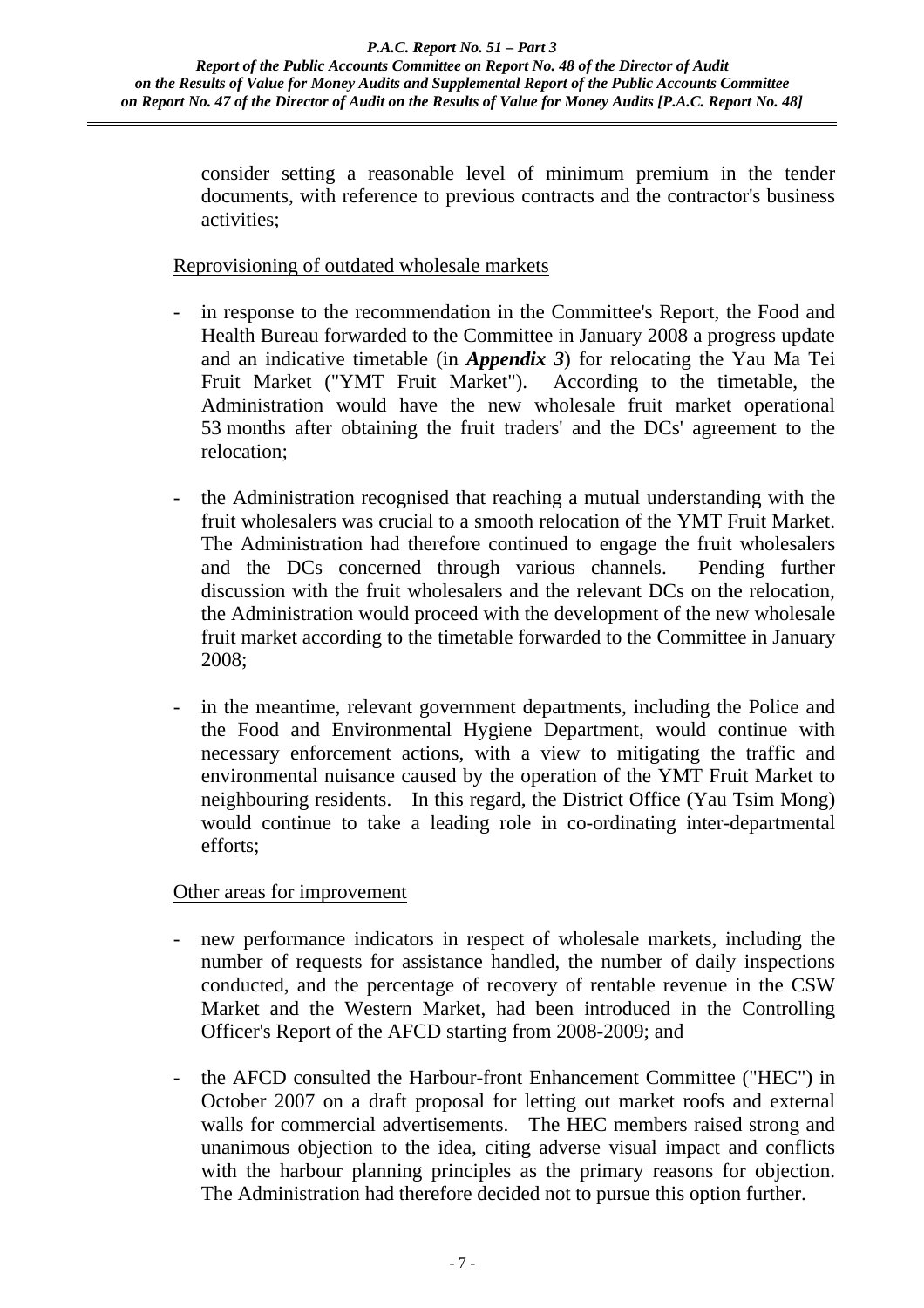consider setting a reasonable level of minimum premium in the tender documents, with reference to previous contracts and the contractor's business activities;

Reprovisioning of outdated wholesale markets

- in response to the recommendation in the Committee's Report, the Food and Health Bureau forwarded to the Committee in January 2008 a progress update and an indicative timetable (in ***Appendix 3***) for relocating the Yau Ma Tei Fruit Market ("YMT Fruit Market"). According to the timetable, the Administration would have the new wholesale fruit market operational 53 months after obtaining the fruit traders' and the DCs' agreement to the relocation;

- the Administration recognised that reaching a mutual understanding with the fruit wholesalers was crucial to a smooth relocation of the YMT Fruit Market. The Administration had therefore continued to engage the fruit wholesalers and the DCs concerned through various channels. Pending further discussion with the fruit wholesalers and the relevant DCs on the relocation, the Administration would proceed with the development of the new wholesale fruit market according to the timetable forwarded to the Committee in January 2008;

- in the meantime, relevant government departments, including the Police and the Food and Environmental Hygiene Department, would continue with necessary enforcement actions, with a view to mitigating the traffic and environmental nuisance caused by the operation of the YMT Fruit Market to neighbouring residents. In this regard, the District Office (Yau Tsim Mong) would continue to take a leading role in co-ordinating inter-departmental efforts;

Other areas for improvement

- new performance indicators in respect of wholesale markets, including the number of requests for assistance handled, the number of daily inspections conducted, and the percentage of recovery of rentable revenue in the CSW Market and the Western Market, had been introduced in the Controlling Officer's Report of the AFCD starting from 2008-2009; and

- the AFCD consulted the Harbour-front Enhancement Committee ("HEC") in October 2007 on a draft proposal for letting out market roofs and external walls for commercial advertisements. The HEC members raised strong and unanimous objection to the idea, citing adverse visual impact and conflicts with the harbour planning principles as the primary reasons for objection. The Administration had therefore decided not to pursue this option further.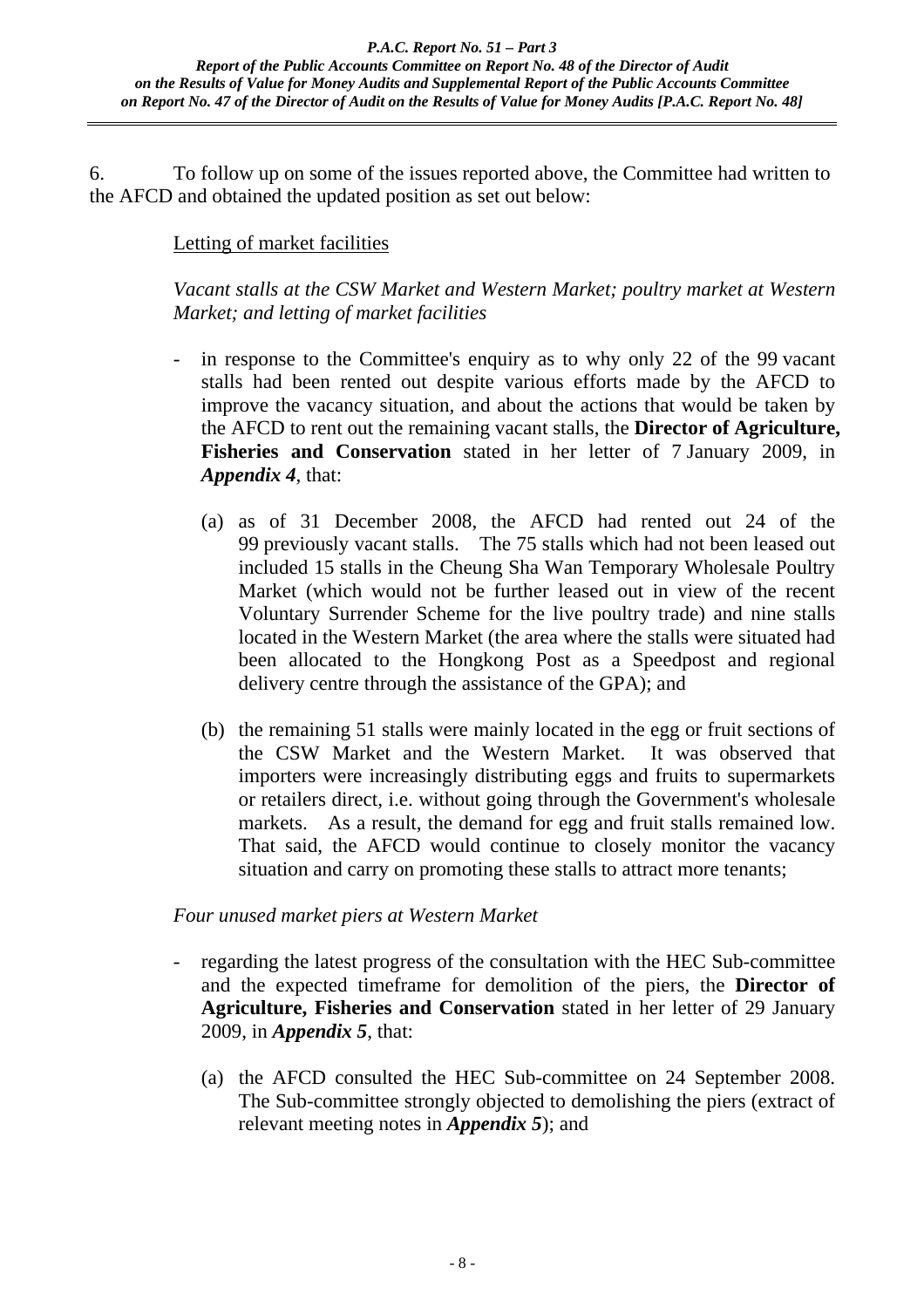6. To follow up on some of the issues reported above, the Committee had written to the AFCD and obtained the updated position as set out below:

<u>Letting of market facilities</u>

*Vacant stalls at the CSW Market and Western Market; poultry market at Western Market; and letting of market facilities*

- in response to the Committee's enquiry as to why only 22 of the 99 vacant stalls had been rented out despite various efforts made by the AFCD to improve the vacancy situation, and about the actions that would be taken by the AFCD to rent out the remaining vacant stalls, the **Director of Agriculture, Fisheries and Conservation** stated in her letter of 7 January 2009, in ***Appendix 4***, that:

  (a) as of 31 December 2008, the AFCD had rented out 24 of the 99 previously vacant stalls. The 75 stalls which had not been leased out included 15 stalls in the Cheung Sha Wan Temporary Wholesale Poultry Market (which would not be further leased out in view of the recent Voluntary Surrender Scheme for the live poultry trade) and nine stalls located in the Western Market (the area where the stalls were situated had been allocated to the Hongkong Post as a Speedpost and regional delivery centre through the assistance of the GPA); and

  (b) the remaining 51 stalls were mainly located in the egg or fruit sections of the CSW Market and the Western Market. It was observed that importers were increasingly distributing eggs and fruits to supermarkets or retailers direct, i.e. without going through the Government's wholesale markets. As a result, the demand for egg and fruit stalls remained low. That said, the AFCD would continue to closely monitor the vacancy situation and carry on promoting these stalls to attract more tenants;

*Four unused market piers at Western Market*

- regarding the latest progress of the consultation with the HEC Sub-committee and the expected timeframe for demolition of the piers, the **Director of Agriculture, Fisheries and Conservation** stated in her letter of 29 January 2009, in ***Appendix 5***, that:

  (a) the AFCD consulted the HEC Sub-committee on 24 September 2008. The Sub-committee strongly objected to demolishing the piers (extract of relevant meeting notes in ***Appendix 5***); and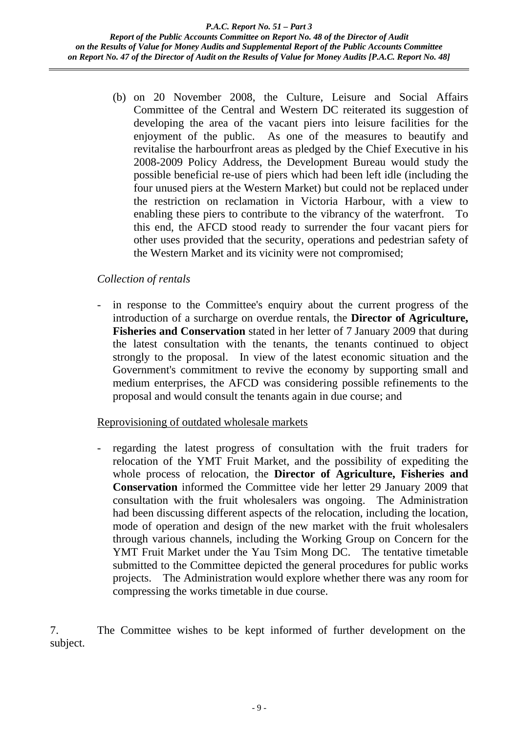(b) on 20 November 2008, the Culture, Leisure and Social Affairs Committee of the Central and Western DC reiterated its suggestion of developing the area of the vacant piers into leisure facilities for the enjoyment of the public. As one of the measures to beautify and revitalise the harbourfront areas as pledged by the Chief Executive in his 2008-2009 Policy Address, the Development Bureau would study the possible beneficial re-use of piers which had been left idle (including the four unused piers at the Western Market) but could not be replaced under the restriction on reclamation in Victoria Harbour, with a view to enabling these piers to contribute to the vibrancy of the waterfront. To this end, the AFCD stood ready to surrender the four vacant piers for other uses provided that the security, operations and pedestrian safety of the Western Market and its vicinity were not compromised;

*Collection of rentals*

- in response to the Committee's enquiry about the current progress of the introduction of a surcharge on overdue rentals, the **Director of Agriculture, Fisheries and Conservation** stated in her letter of 7 January 2009 that during the latest consultation with the tenants, the tenants continued to object strongly to the proposal. In view of the latest economic situation and the Government's commitment to revive the economy by supporting small and medium enterprises, the AFCD was considering possible refinements to the proposal and would consult the tenants again in due course; and

<u>Reprovisioning of outdated wholesale markets</u>

- regarding the latest progress of consultation with the fruit traders for relocation of the YMT Fruit Market, and the possibility of expediting the whole process of relocation, the **Director of Agriculture, Fisheries and Conservation** informed the Committee vide her letter 29 January 2009 that consultation with the fruit wholesalers was ongoing. The Administration had been discussing different aspects of the relocation, including the location, mode of operation and design of the new market with the fruit wholesalers through various channels, including the Working Group on Concern for the YMT Fruit Market under the Yau Tsim Mong DC. The tentative timetable submitted to the Committee depicted the general procedures for public works projects. The Administration would explore whether there was any room for compressing the works timetable in due course.

7. The Committee wishes to be kept informed of further development on the subject.